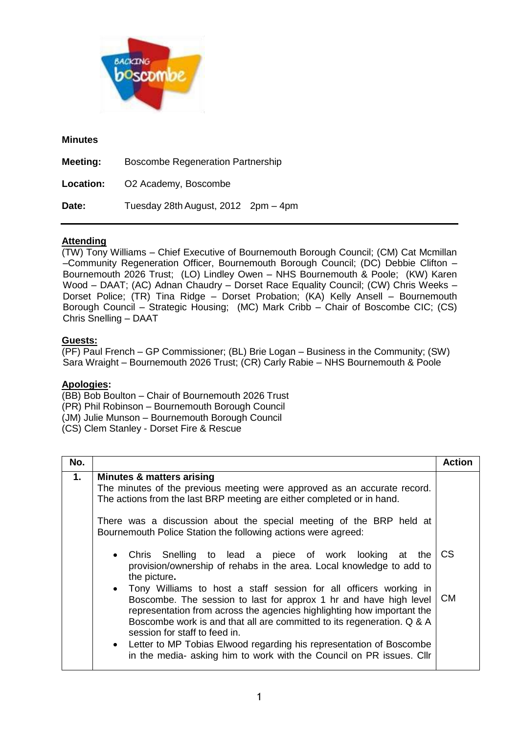**Minutes**

**Meeting:** Boscombe Regeneration Partnership

**Location:** O2 Academy, Boscombe

**Date:** Tuesday 28th August, 2012 2pm – 4pm

---

**Attending**

(TW) Tony Williams – Chief Executive of Bournemouth Borough Council; (CM) Cat Mcmillan –Community Regeneration Officer, Bournemouth Borough Council; (DC) Debbie Clifton – Bournemouth 2026 Trust; (LO) Lindley Owen – NHS Bournemouth & Poole; (KW) Karen Wood – DAAT; (AC) Adnan Chaudry – Dorset Race Equality Council; (CW) Chris Weeks – Dorset Police; (TR) Tina Ridge – Dorset Probation; (KA) Kelly Ansell – Bournemouth Borough Council – Strategic Housing; (MC) Mark Cribb – Chair of Boscombe CIC; (CS) Chris Snelling – DAAT

**Guests:**

(PF) Paul French – GP Commissioner; (BL) Brie Logan – Business in the Community; (SW) Sara Wraight – Bournemouth 2026 Trust; (CR) Carly Rabie – NHS Bournemouth & Poole

**Apologies:**

(BB) Bob Boulton – Chair of Bournemouth 2026 Trust
(PR) Phil Robinson – Bournemouth Borough Council
(JM) Julie Munson – Bournemouth Borough Council
(CS) Clem Stanley - Dorset Fire & Rescue

| No. | | Action |
|---|---|---|
| **1.** | **Minutes & matters arising**<br>The minutes of the previous meeting were approved as an accurate record. The actions from the last BRP meeting are either completed or in hand.<br><br>There was a discussion about the special meeting of the BRP held at Bournemouth Police Station the following actions were agreed:<br><br>• Chris Snelling to lead a piece of work looking at the provision/ownership of rehabs in the area. Local knowledge to add to the picture.<br>• Tony Williams to host a staff session for all officers working in Boscombe. The session to last for approx 1 hr and have high level representation from across the agencies highlighting how important the Boscombe work is and that all are committed to its regeneration. Q & A session for staff to feed in.<br>• Letter to MP Tobias Elwood regarding his representation of Boscombe in the media- asking him to work with the Council on PR issues. Cllr | CS<br><br>CM |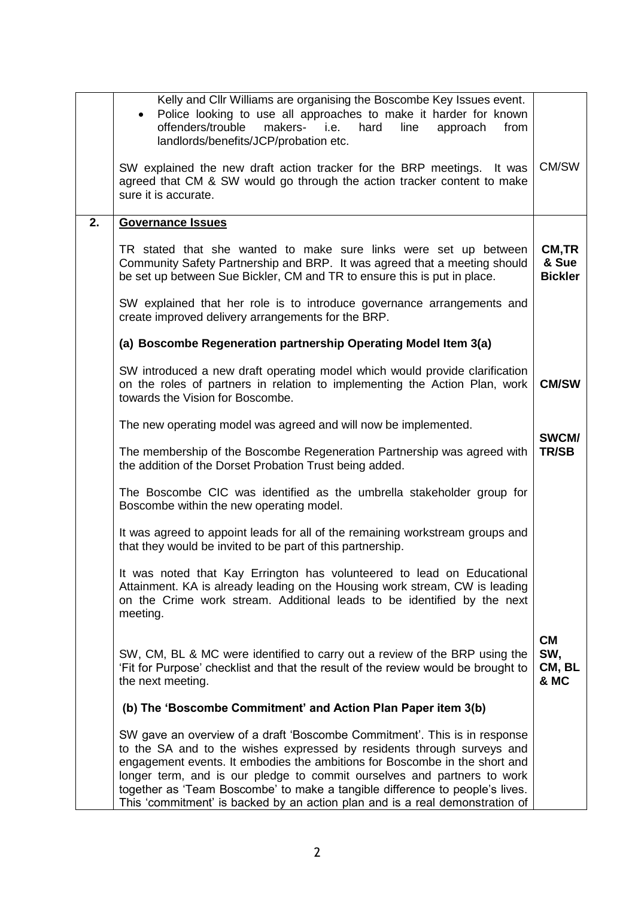| | | |
|---|---|---|
| | Kelly and Cllr Williams are organising the Boscombe Key Issues event.<br>• Police looking to use all approaches to make it harder for known offenders/trouble makers- i.e. hard line approach from landlords/benefits/JCP/probation etc.<br><br>SW explained the new draft action tracker for the BRP meetings. It was agreed that CM & SW would go through the action tracker content to make sure it is accurate. | CM/SW |
| **2.** | **Governance Issues**<br><br>TR stated that she wanted to make sure links were set up between Community Safety Partnership and BRP. It was agreed that a meeting should be set up between Sue Bickler, CM and TR to ensure this is put in place.<br><br>SW explained that her role is to introduce governance arrangements and create improved delivery arrangements for the BRP.<br><br>**(a) Boscombe Regeneration partnership Operating Model Item 3(a)**<br><br>SW introduced a new draft operating model which would provide clarification on the roles of partners in relation to implementing the Action Plan, work towards the Vision for Boscombe.<br><br>The new operating model was agreed and will now be implemented.<br><br>The membership of the Boscombe Regeneration Partnership was agreed with the addition of the Dorset Probation Trust being added.<br><br>The Boscombe CIC was identified as the umbrella stakeholder group for Boscombe within the new operating model.<br><br>It was agreed to appoint leads for all of the remaining workstream groups and that they would be invited to be part of this partnership.<br><br>It was noted that Kay Errington has volunteered to lead on Educational Attainment. KA is already leading on the Housing work stream, CW is leading on the Crime work stream. Additional leads to be identified by the next meeting.<br><br>SW, CM, BL & MC were identified to carry out a review of the BRP using the 'Fit for Purpose' checklist and that the result of the review would be brought to the next meeting.<br><br>**(b) The 'Boscombe Commitment' and Action Plan Paper item 3(b)**<br><br>SW gave an overview of a draft 'Boscombe Commitment'. This is in response to the SA and to the wishes expressed by residents through surveys and engagement events. It embodies the ambitions for Boscombe in the short and longer term, and is our pledge to commit ourselves and partners to work together as 'Team Boscombe' to make a tangible difference to people's lives. This 'commitment' is backed by an action plan and is a real demonstration of | **CM,TR & Sue Bickler**<br><br>**CM/SW**<br><br>**SWCM/ TR/SB**<br><br>**CM SW, CM, BL & MC** |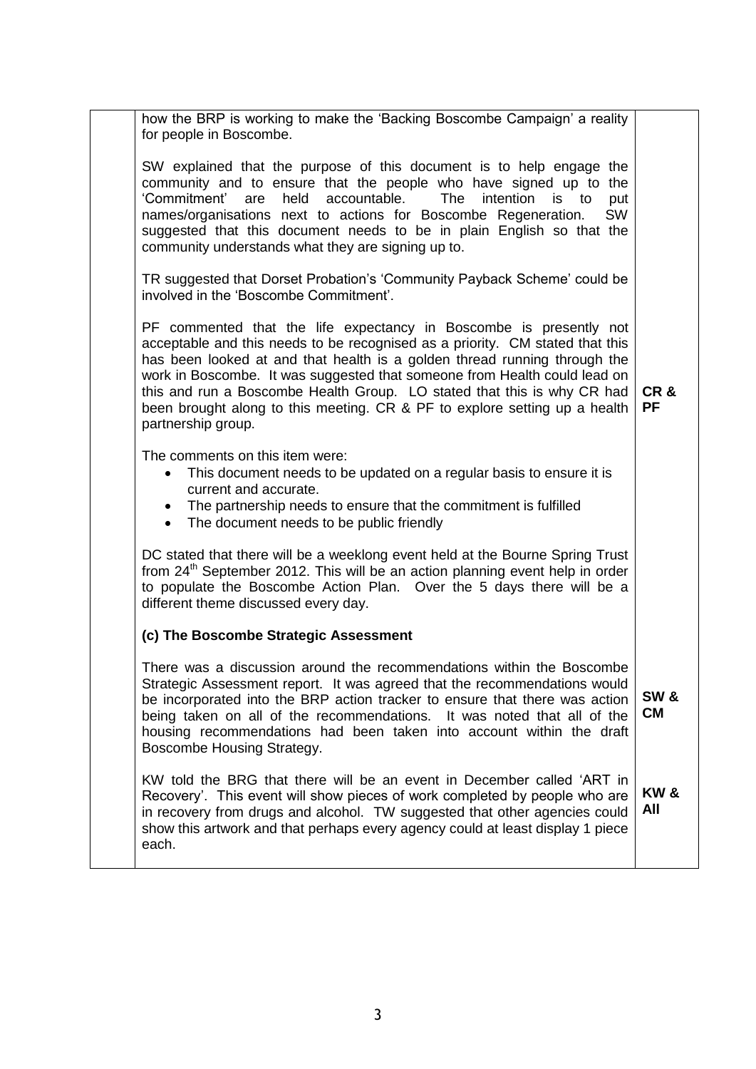| | | |
|---|---|---|
| | how the BRP is working to make the 'Backing Boscombe Campaign' a reality for people in Boscombe.<br><br>SW explained that the purpose of this document is to help engage the community and to ensure that the people who have signed up to the 'Commitment' are held accountable. The intention is to put names/organisations next to actions for Boscombe Regeneration. SW suggested that this document needs to be in plain English so that the community understands what they are signing up to.<br><br>TR suggested that Dorset Probation's 'Community Payback Scheme' could be involved in the 'Boscombe Commitment'.<br><br>PF commented that the life expectancy in Boscombe is presently not acceptable and this needs to be recognised as a priority. CM stated that this has been looked at and that health is a golden thread running through the work in Boscombe. It was suggested that someone from Health could lead on this and run a Boscombe Health Group. LO stated that this is why CR had been brought along to this meeting. CR & PF to explore setting up a health partnership group.<br><br>The comments on this item were:<br>• This document needs to be updated on a regular basis to ensure it is current and accurate.<br>• The partnership needs to ensure that the commitment is fulfilled<br>• The document needs to be public friendly<br><br>DC stated that there will be a weeklong event held at the Bourne Spring Trust from 24th September 2012. This will be an action planning event help in order to populate the Boscombe Action Plan. Over the 5 days there will be a different theme discussed every day. | **CR & PF** |
| | **(c) The Boscombe Strategic Assessment**<br><br>There was a discussion around the recommendations within the Boscombe Strategic Assessment report. It was agreed that the recommendations would be incorporated into the BRP action tracker to ensure that there was action being taken on all of the recommendations. It was noted that all of the housing recommendations had been taken into account within the draft Boscombe Housing Strategy. | **SW & CM** |
| | KW told the BRG that there will be an event in December called 'ART in Recovery'. This event will show pieces of work completed by people who are in recovery from drugs and alcohol. TW suggested that other agencies could show this artwork and that perhaps every agency could at least display 1 piece each. | **KW & All** |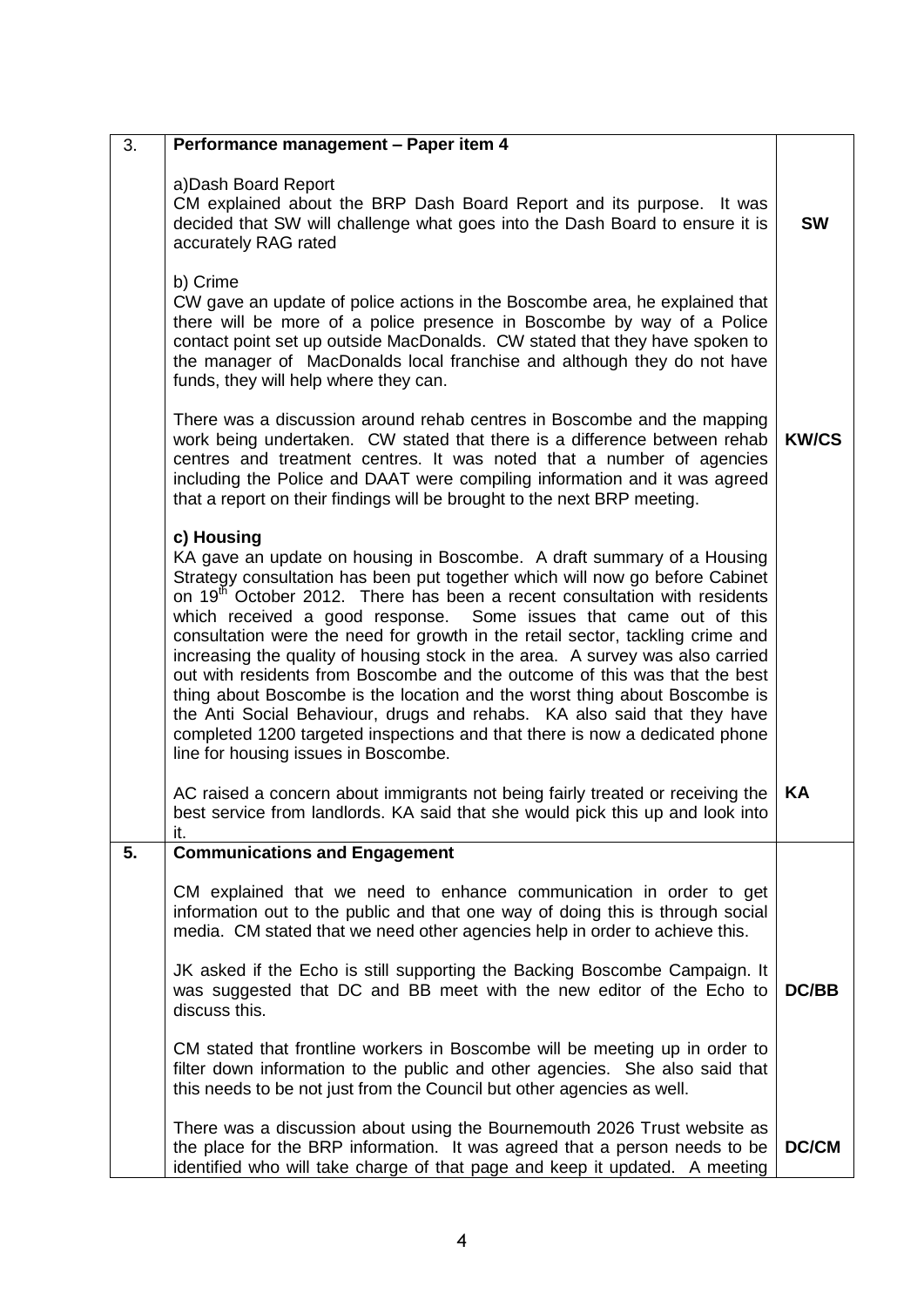| | | |
|---|---|---|
| 3. | **Performance management – Paper item 4**<br><br>a)Dash Board Report<br>CM explained about the BRP Dash Board Report and its purpose. It was decided that SW will challenge what goes into the Dash Board to ensure it is accurately RAG rated<br><br>b) Crime<br>CW gave an update of police actions in the Boscombe area, he explained that there will be more of a police presence in Boscombe by way of a Police contact point set up outside MacDonalds. CW stated that they have spoken to the manager of MacDonalds local franchise and although they do not have funds, they will help where they can.<br><br>There was a discussion around rehab centres in Boscombe and the mapping work being undertaken. CW stated that there is a difference between rehab centres and treatment centres. It was noted that a number of agencies including the Police and DAAT were compiling information and it was agreed that a report on their findings will be brought to the next BRP meeting.<br><br>**c) Housing**<br>KA gave an update on housing in Boscombe. A draft summary of a Housing Strategy consultation has been put together which will now go before Cabinet on 19th October 2012. There has been a recent consultation with residents which received a good response. Some issues that came out of this consultation were the need for growth in the retail sector, tackling crime and increasing the quality of housing stock in the area. A survey was also carried out with residents from Boscombe and the outcome of this was that the best thing about Boscombe is the location and the worst thing about Boscombe is the Anti Social Behaviour, drugs and rehabs. KA also said that they have completed 1200 targeted inspections and that there is now a dedicated phone line for housing issues in Boscombe.<br><br>AC raised a concern about immigrants not being fairly treated or receiving the best service from landlords. KA said that she would pick this up and look into it. | <br><br><br>**SW**<br><br><br><br><br><br><br>**KW/CS**<br><br><br><br><br><br><br><br><br><br><br><br><br><br>**KA** |
| **5.** | **Communications and Engagement**<br><br>CM explained that we need to enhance communication in order to get information out to the public and that one way of doing this is through social media. CM stated that we need other agencies help in order to achieve this.<br><br>JK asked if the Echo is still supporting the Backing Boscombe Campaign. It was suggested that DC and BB meet with the new editor of the Echo to discuss this.<br><br>CM stated that frontline workers in Boscombe will be meeting up in order to filter down information to the public and other agencies. She also said that this needs to be not just from the Council but other agencies as well.<br><br>There was a discussion about using the Bournemouth 2026 Trust website as the place for the BRP information. It was agreed that a person needs to be identified who will take charge of that page and keep it updated. A meeting | <br><br><br><br><br>**DC/BB**<br><br><br><br><br>**DC/CM** |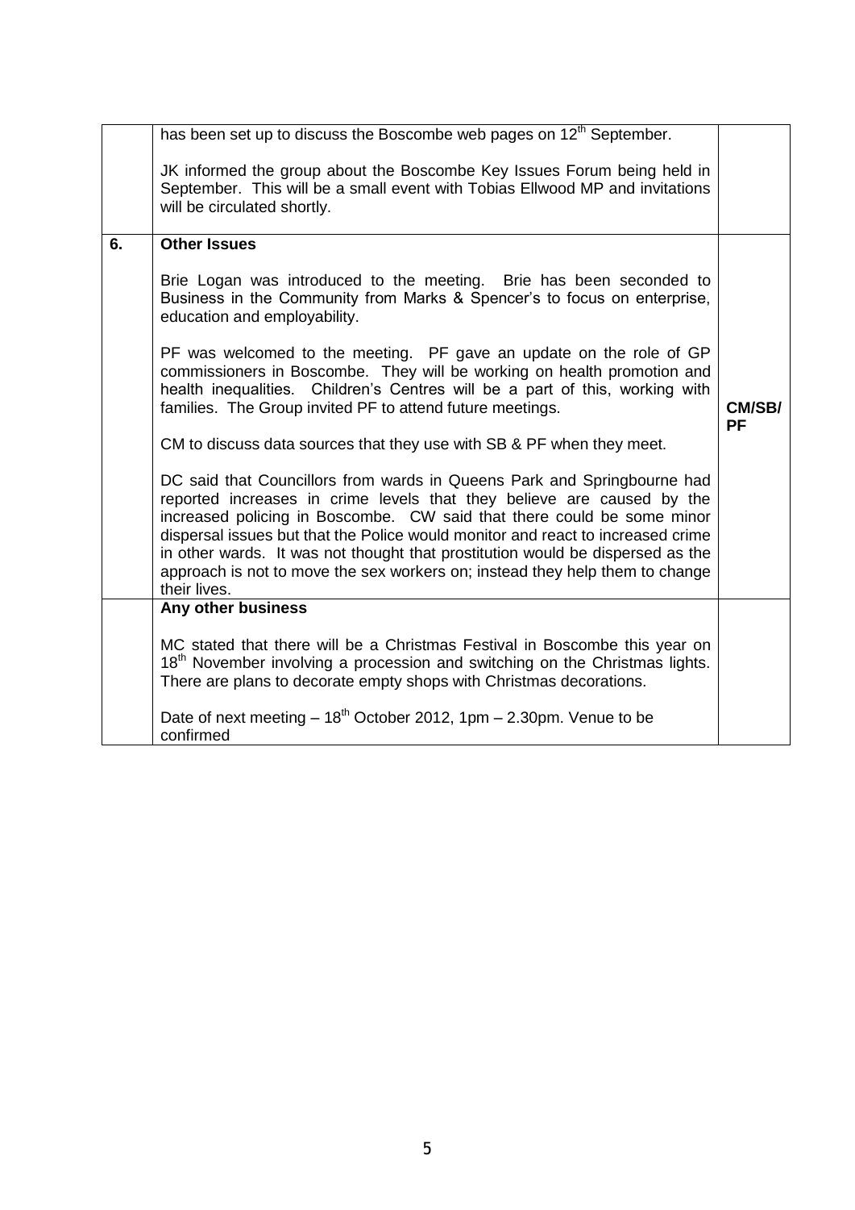| | | |
|---|---|---|
| | has been set up to discuss the Boscombe web pages on 12th September.<br><br>JK informed the group about the Boscombe Key Issues Forum being held in September. This will be a small event with Tobias Ellwood MP and invitations will be circulated shortly. | |
| **6.** | **Other Issues**<br><br>Brie Logan was introduced to the meeting. Brie has been seconded to Business in the Community from Marks & Spencer's to focus on enterprise, education and employability.<br><br>PF was welcomed to the meeting. PF gave an update on the role of GP commissioners in Boscombe. They will be working on health promotion and health inequalities. Children's Centres will be a part of this, working with families. The Group invited PF to attend future meetings.<br><br>CM to discuss data sources that they use with SB & PF when they meet.<br><br>DC said that Councillors from wards in Queens Park and Springbourne had reported increases in crime levels that they believe are caused by the increased policing in Boscombe. CW said that there could be some minor dispersal issues but that the Police would monitor and react to increased crime in other wards. It was not thought that prostitution would be dispersed as the approach is not to move the sex workers on; instead they help them to change their lives. | **CM/SB/ PF** |
| | **Any other business**<br><br>MC stated that there will be a Christmas Festival in Boscombe this year on 18th November involving a procession and switching on the Christmas lights. There are plans to decorate empty shops with Christmas decorations.<br><br>Date of next meeting – 18th October 2012, 1pm – 2.30pm. Venue to be confirmed | |